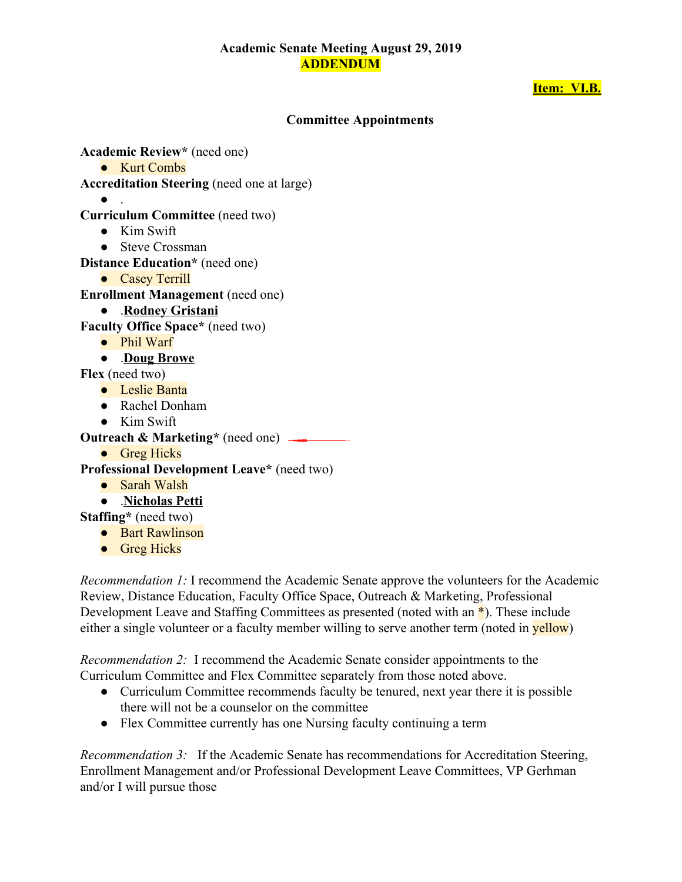**Academic Senate Meeting August 29, 2019**
**ADDENDUM**

**Item: VI.B.**

**Committee Appointments**

**Academic Review*** (need one)
- Kurt Combs

**Accreditation Steering** (need one at large)
- .

**Curriculum Committee** (need two)
- Kim Swift
- Steve Crossman

**Distance Education*** (need one)
- Casey Terrill

**Enrollment Management** (need one)
- .**Rodney Gristani**

**Faculty Office Space*** (need two)
- Phil Warf
- .**Doug Browe**

**Flex** (need two)
- Leslie Banta
- Rachel Donham
- Kim Swift

**Outreach & Marketing*** (need one)
- Greg Hicks

**Professional Development Leave*** (need two)
- Sarah Walsh
- .**Nicholas Petti**

**Staffing*** (need two)
- Bart Rawlinson
- Greg Hicks

*Recommendation 1:* I recommend the Academic Senate approve the volunteers for the Academic Review, Distance Education, Faculty Office Space, Outreach & Marketing, Professional Development Leave and Staffing Committees as presented (noted with an *). These include either a single volunteer or a faculty member willing to serve another term (noted in yellow)

*Recommendation 2:* I recommend the Academic Senate consider appointments to the Curriculum Committee and Flex Committee separately from those noted above.
- Curriculum Committee recommends faculty be tenured, next year there it is possible there will not be a counselor on the committee
- Flex Committee currently has one Nursing faculty continuing a term

*Recommendation 3:* If the Academic Senate has recommendations for Accreditation Steering, Enrollment Management and/or Professional Development Leave Committees, VP Gerhman and/or I will pursue those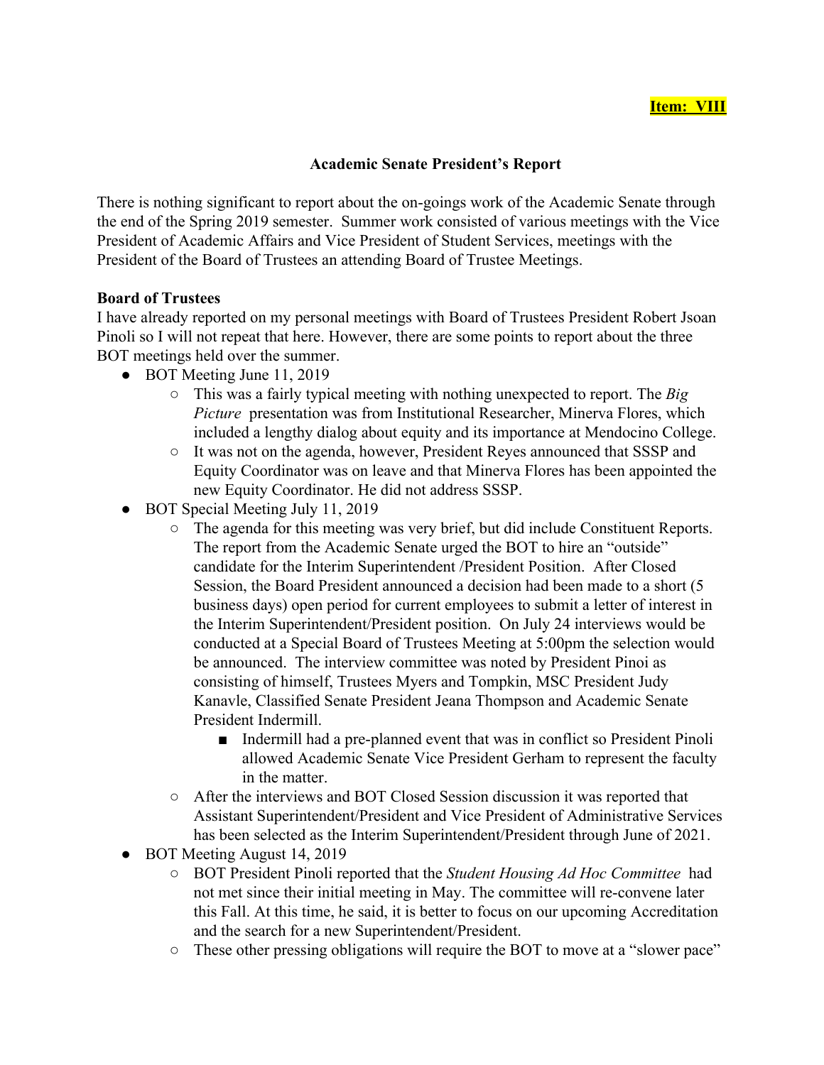**Item: VIII**

**Academic Senate President's Report**

There is nothing significant to report about the on-goings work of the Academic Senate through the end of the Spring 2019 semester. Summer work consisted of various meetings with the Vice President of Academic Affairs and Vice President of Student Services, meetings with the President of the Board of Trustees an attending Board of Trustee Meetings.

**Board of Trustees**

I have already reported on my personal meetings with Board of Trustees President Robert Jsoan Pinoli so I will not repeat that here. However, there are some points to report about the three BOT meetings held over the summer.

- BOT Meeting June 11, 2019
    - This was a fairly typical meeting with nothing unexpected to report. The *Big Picture* presentation was from Institutional Researcher, Minerva Flores, which included a lengthy dialog about equity and its importance at Mendocino College.
    - It was not on the agenda, however, President Reyes announced that SSSP and Equity Coordinator was on leave and that Minerva Flores has been appointed the new Equity Coordinator. He did not address SSSP.
- BOT Special Meeting July 11, 2019
    - The agenda for this meeting was very brief, but did include Constituent Reports. The report from the Academic Senate urged the BOT to hire an "outside" candidate for the Interim Superintendent /President Position. After Closed Session, the Board President announced a decision had been made to a short (5 business days) open period for current employees to submit a letter of interest in the Interim Superintendent/President position. On July 24 interviews would be conducted at a Special Board of Trustees Meeting at 5:00pm the selection would be announced. The interview committee was noted by President Pinoi as consisting of himself, Trustees Myers and Tompkin, MSC President Judy Kanavle, Classified Senate President Jeana Thompson and Academic Senate President Indermill.
        - Indermill had a pre-planned event that was in conflict so President Pinoli allowed Academic Senate Vice President Gerham to represent the faculty in the matter.
    - After the interviews and BOT Closed Session discussion it was reported that Assistant Superintendent/President and Vice President of Administrative Services has been selected as the Interim Superintendent/President through June of 2021.
- BOT Meeting August 14, 2019
    - BOT President Pinoli reported that the *Student Housing Ad Hoc Committee* had not met since their initial meeting in May. The committee will re-convene later this Fall. At this time, he said, it is better to focus on our upcoming Accreditation and the search for a new Superintendent/President.
    - These other pressing obligations will require the BOT to move at a "slower pace"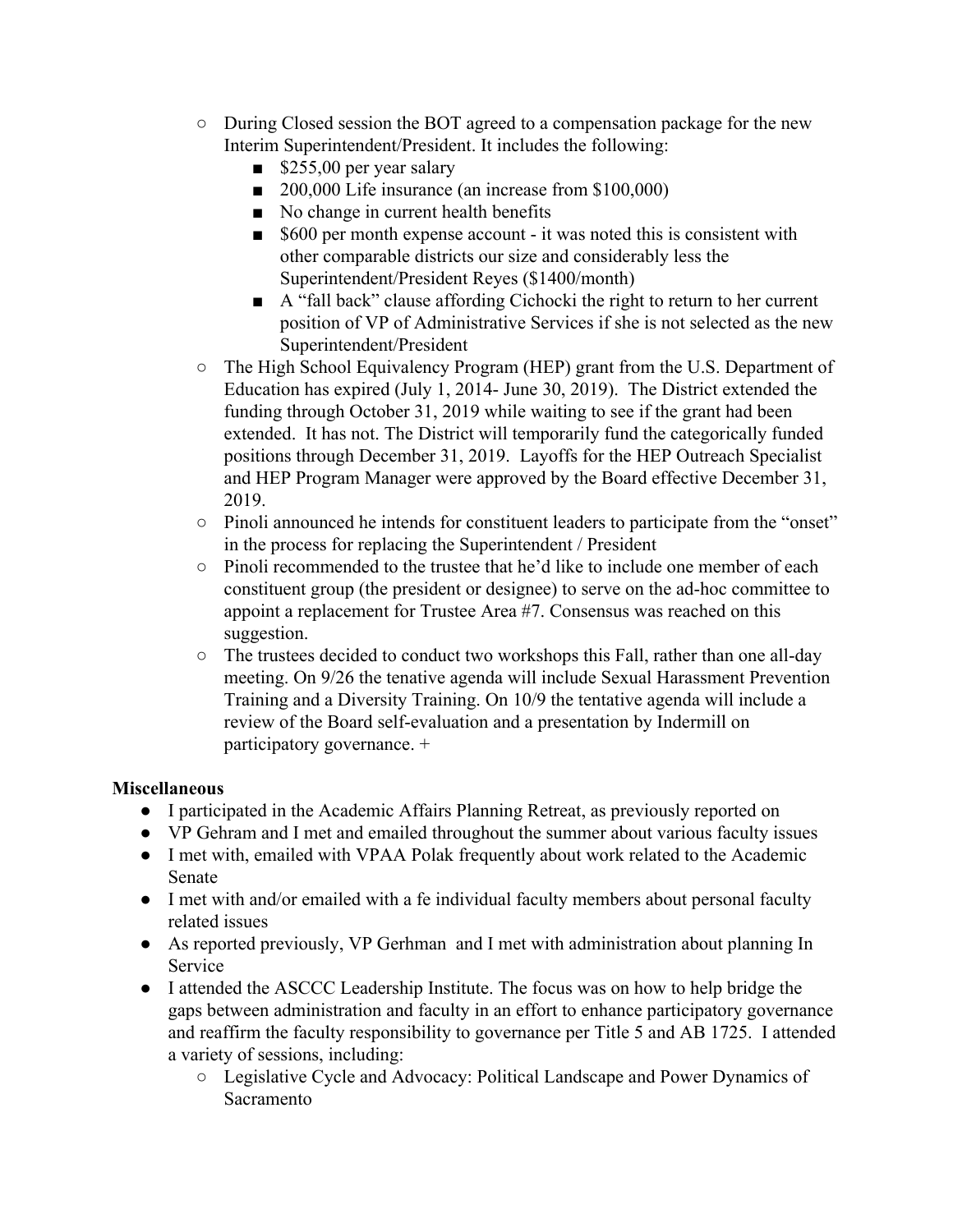- During Closed session the BOT agreed to a compensation package for the new Interim Superintendent/President. It includes the following:
        - $255,00 per year salary
        - 200,000 Life insurance (an increase from $100,000)
        - No change in current health benefits
        - $600 per month expense account - it was noted this is consistent with other comparable districts our size and considerably less the Superintendent/President Reyes ($1400/month)
        - A "fall back" clause affording Cichocki the right to return to her current position of VP of Administrative Services if she is not selected as the new Superintendent/President
    - The High School Equivalency Program (HEP) grant from the U.S. Department of Education has expired (July 1, 2014- June 30, 2019). The District extended the funding through October 31, 2019 while waiting to see if the grant had been extended. It has not. The District will temporarily fund the categorically funded positions through December 31, 2019. Layoffs for the HEP Outreach Specialist and HEP Program Manager were approved by the Board effective December 31, 2019.
    - Pinoli announced he intends for constituent leaders to participate from the "onset" in the process for replacing the Superintendent / President
    - Pinoli recommended to the trustee that he'd like to include one member of each constituent group (the president or designee) to serve on the ad-hoc committee to appoint a replacement for Trustee Area #7. Consensus was reached on this suggestion.
    - The trustees decided to conduct two workshops this Fall, rather than one all-day meeting. On 9/26 the tenative agenda will include Sexual Harassment Prevention Training and a Diversity Training. On 10/9 the tentative agenda will include a review of the Board self-evaluation and a presentation by Indermill on participatory governance. +

**Miscellaneous**

- I participated in the Academic Affairs Planning Retreat, as previously reported on
- VP Gehram and I met and emailed throughout the summer about various faculty issues
- I met with, emailed with VPAA Polak frequently about work related to the Academic Senate
- I met with and/or emailed with a fe individual faculty members about personal faculty related issues
- As reported previously, VP Gerhman and I met with administration about planning In Service
- I attended the ASCCC Leadership Institute. The focus was on how to help bridge the gaps between administration and faculty in an effort to enhance participatory governance and reaffirm the faculty responsibility to governance per Title 5 and AB 1725. I attended a variety of sessions, including:
    - Legislative Cycle and Advocacy: Political Landscape and Power Dynamics of Sacramento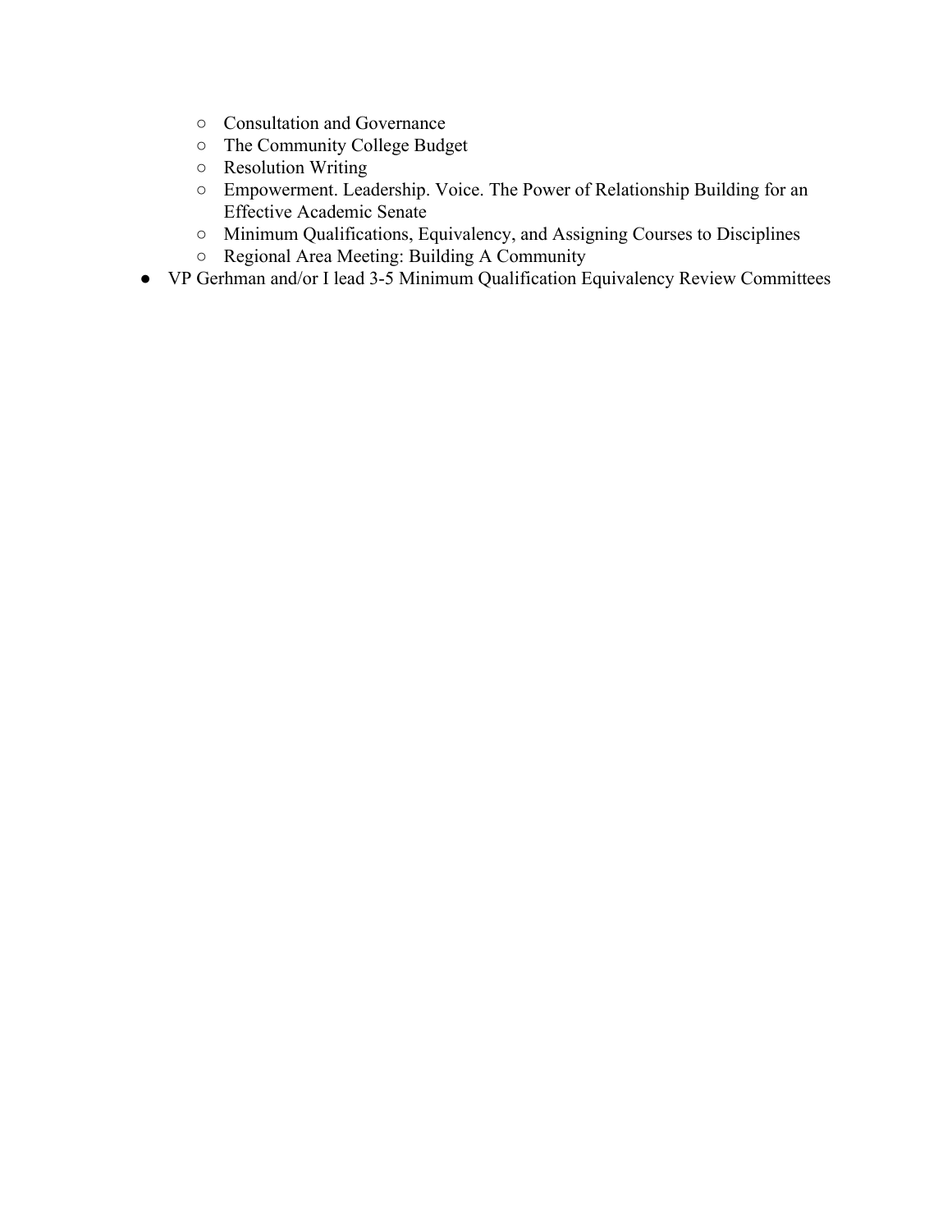- Consultation and Governance
    - The Community College Budget
    - Resolution Writing
    - Empowerment. Leadership. Voice. The Power of Relationship Building for an Effective Academic Senate
    - Minimum Qualifications, Equivalency, and Assigning Courses to Disciplines
    - Regional Area Meeting: Building A Community
- VP Gerhman and/or I lead 3-5 Minimum Qualification Equivalency Review Committees